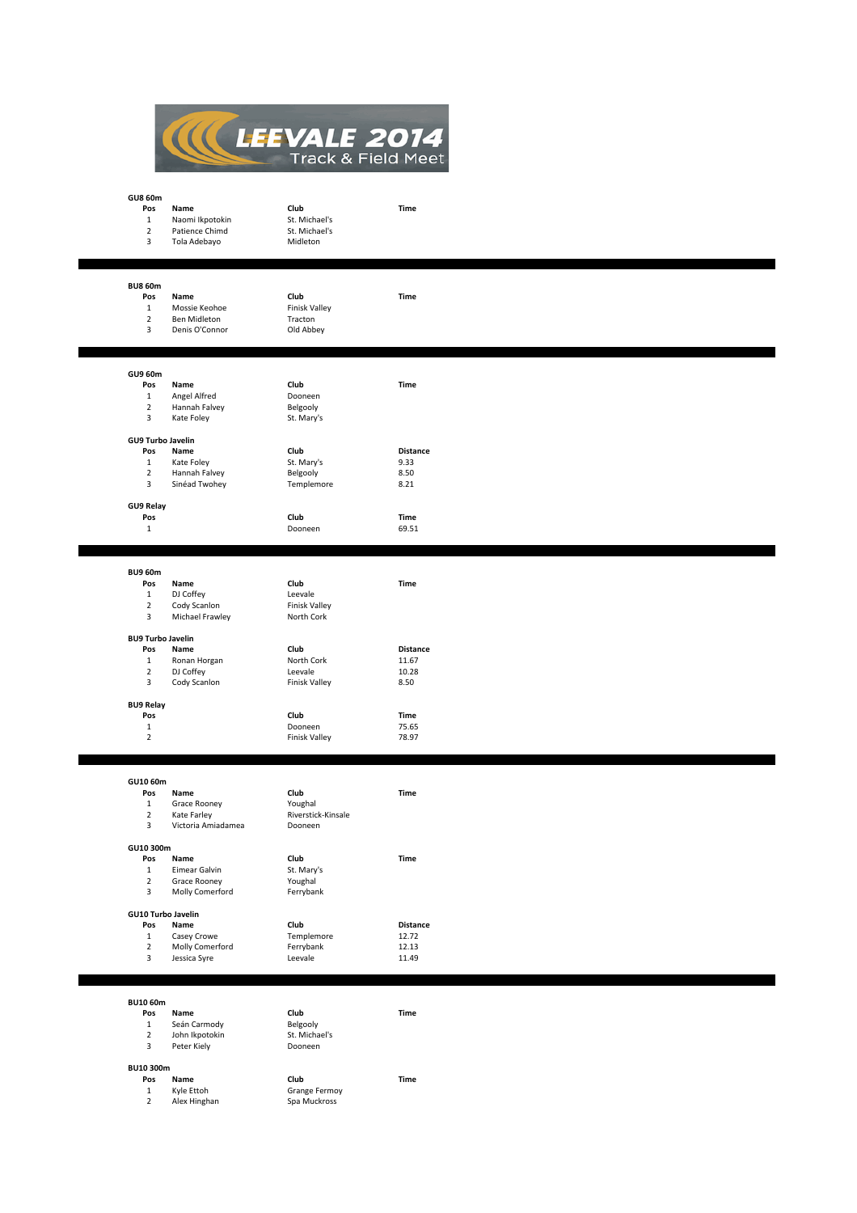# LEEVALE 2014

## Track & Field Meet

### GU8 60m

| Pos | Name | Club | Time |
|---|---|---|---|
| 1 | Naomi Ikpotokin | St. Michael's | |
| 2 | Patience Chimd | St. Michael's | |
| 3 | Tola Adebayo | Midleton | |

### BU8 60m

| Pos | Name | Club | Time |
|---|---|---|---|
| 1 | Mossie Keohoe | Finisk Valley | |
| 2 | Ben Midleton | Tracton | |
| 3 | Denis O'Connor | Old Abbey | |

### GU9 60m

| Pos | Name | Club | Time |
|---|---|---|---|
| 1 | Angel Alfred | Dooneen | |
| 2 | Hannah Falvey | Belgooly | |
| 3 | Kate Foley | St. Mary's | |

### GU9 Turbo Javelin

| Pos | Name | Club | Distance |
|---|---|---|---|
| 1 | Kate Foley | St. Mary's | 9.33 |
| 2 | Hannah Falvey | Belgooly | 8.50 |
| 3 | Sinéad Twohey | Templemore | 8.21 |

### GU9 Relay

| Pos | | Club | Time |
|---|---|---|---|
| 1 | | Dooneen | 69.51 |

### BU9 60m

| Pos | Name | Club | Time |
|---|---|---|---|
| 1 | DJ Coffey | Leevale | |
| 2 | Cody Scanlon | Finisk Valley | |
| 3 | Michael Frawley | North Cork | |

### BU9 Turbo Javelin

| Pos | Name | Club | Distance |
|---|---|---|---|
| 1 | Ronan Horgan | North Cork | 11.67 |
| 2 | DJ Coffey | Leevale | 10.28 |
| 3 | Cody Scanlon | Finisk Valley | 8.50 |

### BU9 Relay

| Pos | | Club | Time |
|---|---|---|---|
| 1 | | Dooneen | 75.65 |
| 2 | | Finisk Valley | 78.97 |

### GU10 60m

| Pos | Name | Club | Time |
|---|---|---|---|
| 1 | Grace Rooney | Youghal | |
| 2 | Kate Farley | Riverstick-Kinsale | |
| 3 | Victoria Amiadamea | Dooneen | |

### GU10 300m

| Pos | Name | Club | Time |
|---|---|---|---|
| 1 | Eimear Galvin | St. Mary's | |
| 2 | Grace Rooney | Youghal | |
| 3 | Molly Comerford | Ferrybank | |

### GU10 Turbo Javelin

| Pos | Name | Club | Distance |
|---|---|---|---|
| 1 | Casey Crowe | Templemore | 12.72 |
| 2 | Molly Comerford | Ferrybank | 12.13 |
| 3 | Jessica Syre | Leevale | 11.49 |

### BU10 60m

| Pos | Name | Club | Time |
|---|---|---|---|
| 1 | Seán Carmody | Belgooly | |
| 2 | John Ikpotokin | St. Michael's | |
| 3 | Peter Kiely | Dooneen | |

### BU10 300m

| Pos | Name | Club | Time |
|---|---|---|---|
| 1 | Kyle Ettoh | Grange Fermoy | |
| 2 | Alex Hinghan | Spa Muckross | |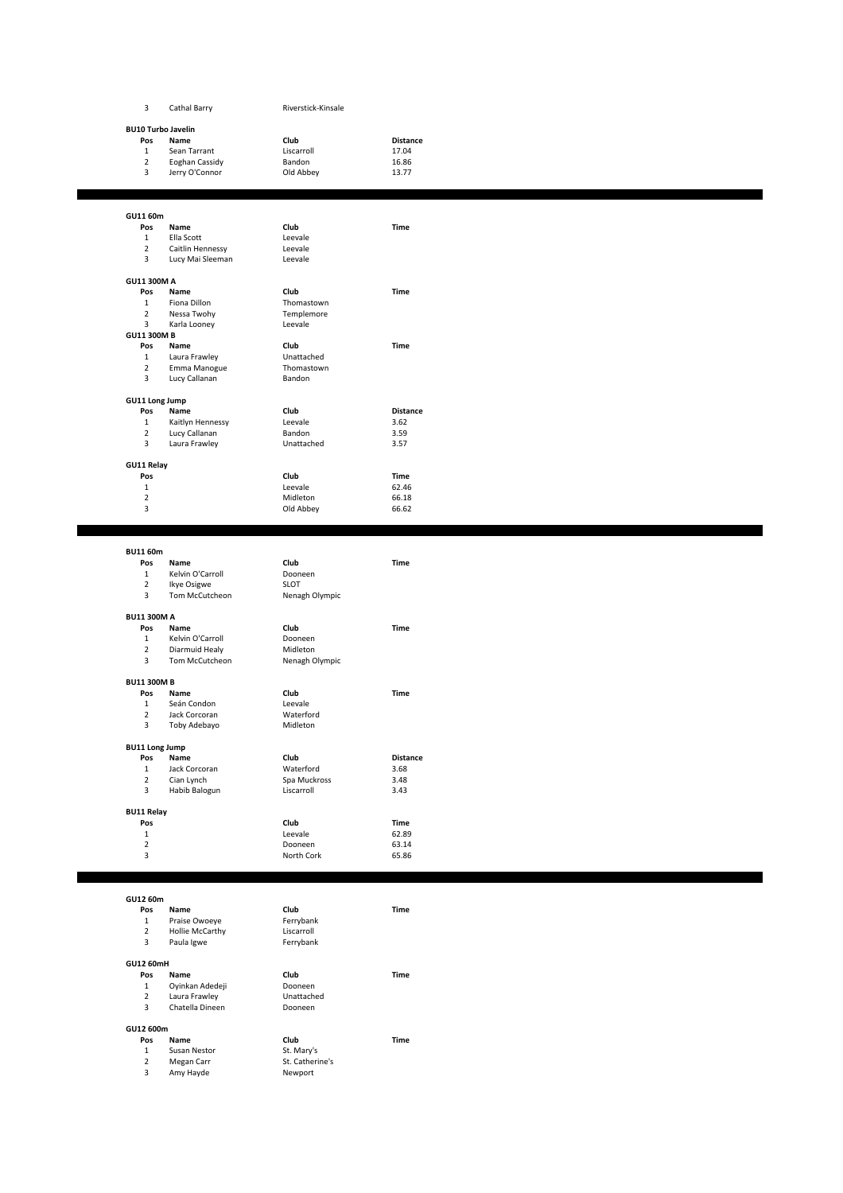| Pos | Name | Club | |
|---|---|---|---|
| 3 | Cathal Barry | Riverstick-Kinsale | |

**BU10 Turbo Javelin**

| Pos | Name | Club | Distance |
|---|---|---|---|
| 1 | Sean Tarrant | Liscarroll | 17.04 |
| 2 | Eoghan Cassidy | Bandon | 16.86 |
| 3 | Jerry O'Connor | Old Abbey | 13.77 |

---

**GU11 60m**

| Pos | Name | Club | Time |
|---|---|---|---|
| 1 | Ella Scott | Leevale | |
| 2 | Caitlin Hennessy | Leevale | |
| 3 | Lucy Mai Sleeman | Leevale | |

**GU11 300M A**

| Pos | Name | Club | Time |
|---|---|---|---|
| 1 | Fiona Dillon | Thomastown | |
| 2 | Nessa Twohy | Templemore | |
| 3 | Karla Looney | Leevale | |

**GU11 300M B**

| Pos | Name | Club | Time |
|---|---|---|---|
| 1 | Laura Frawley | Unattached | |
| 2 | Emma Manogue | Thomastown | |
| 3 | Lucy Callanan | Bandon | |

**GU11 Long Jump**

| Pos | Name | Club | Distance |
|---|---|---|---|
| 1 | Kaitlyn Hennessy | Leevale | 3.62 |
| 2 | Lucy Callanan | Bandon | 3.59 |
| 3 | Laura Frawley | Unattached | 3.57 |

**GU11 Relay**

| Pos | | Club | Time |
|---|---|---|---|
| 1 | | Leevale | 62.46 |
| 2 | | Midleton | 66.18 |
| 3 | | Old Abbey | 66.62 |

---

**BU11 60m**

| Pos | Name | Club | Time |
|---|---|---|---|
| 1 | Kelvin O'Carroll | Dooneen | |
| 2 | Ikye Osigwe | SLOT | |
| 3 | Tom McCutcheon | Nenagh Olympic | |

**BU11 300M A**

| Pos | Name | Club | Time |
|---|---|---|---|
| 1 | Kelvin O'Carroll | Dooneen | |
| 2 | Diarmuid Healy | Midleton | |
| 3 | Tom McCutcheon | Nenagh Olympic | |

**BU11 300M B**

| Pos | Name | Club | Time |
|---|---|---|---|
| 1 | Seán Condon | Leevale | |
| 2 | Jack Corcoran | Waterford | |
| 3 | Toby Adebayo | Midleton | |

**BU11 Long Jump**

| Pos | Name | Club | Distance |
|---|---|---|---|
| 1 | Jack Corcoran | Waterford | 3.68 |
| 2 | Cian Lynch | Spa Muckross | 3.48 |
| 3 | Habib Balogun | Liscarroll | 3.43 |

**BU11 Relay**

| Pos | | Club | Time |
|---|---|---|---|
| 1 | | Leevale | 62.89 |
| 2 | | Dooneen | 63.14 |
| 3 | | North Cork | 65.86 |

---

**GU12 60m**

| Pos | Name | Club | Time |
|---|---|---|---|
| 1 | Praise Owoeye | Ferrybank | |
| 2 | Hollie McCarthy | Liscarroll | |
| 3 | Paula Igwe | Ferrybank | |

**GU12 60mH**

| Pos | Name | Club | Time |
|---|---|---|---|
| 1 | Oyinkan Adedeji | Dooneen | |
| 2 | Laura Frawley | Unattached | |
| 3 | Chatella Dineen | Dooneen | |

**GU12 600m**

| Pos | Name | Club | Time |
|---|---|---|---|
| 1 | Susan Nestor | St. Mary's | |
| 2 | Megan Carr | St. Catherine's | |
| 3 | Amy Hayde | Newport | |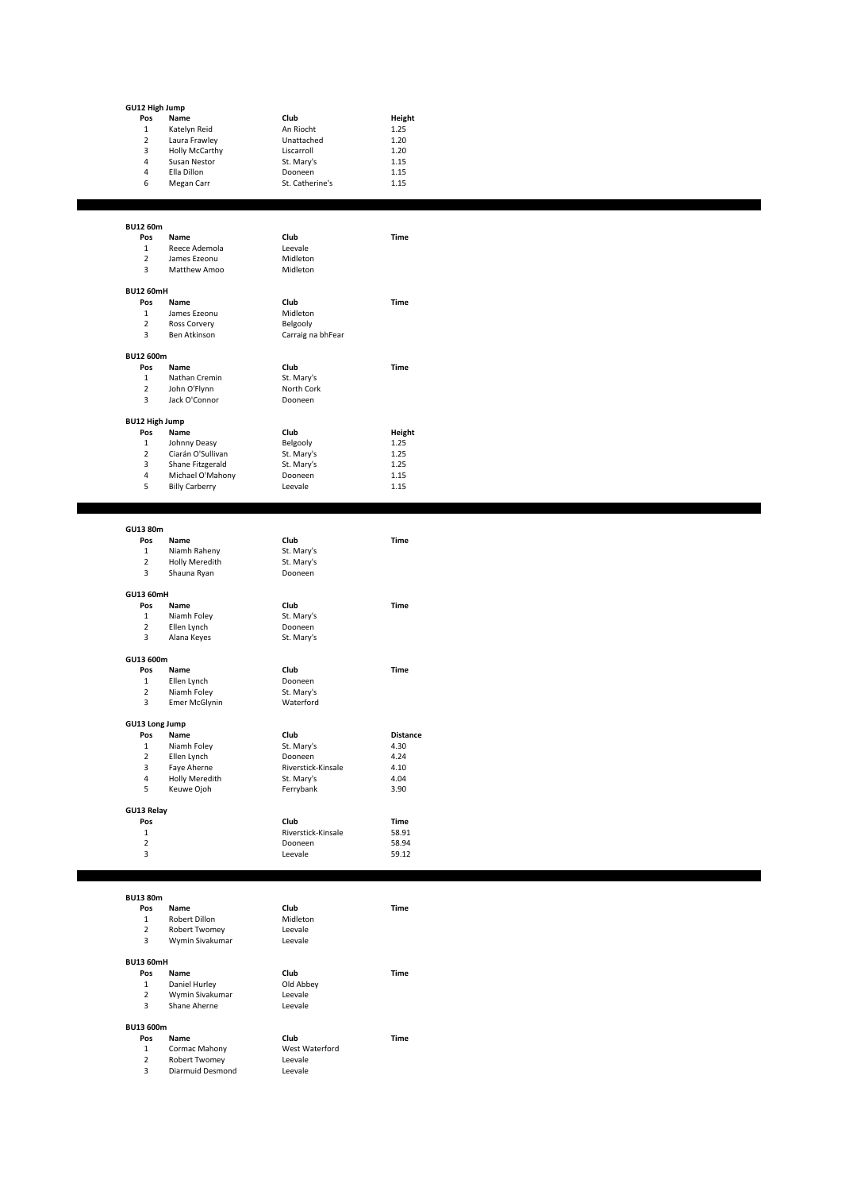**GU12 High Jump**

| Pos | Name | Club | Height |
|---|---|---|---|
| 1 | Katelyn Reid | An Riocht | 1.25 |
| 2 | Laura Frawley | Unattached | 1.20 |
| 3 | Holly McCarthy | Liscarroll | 1.20 |
| 4 | Susan Nestor | St. Mary's | 1.15 |
| 4 | Ella Dillon | Dooneen | 1.15 |
| 6 | Megan Carr | St. Catherine's | 1.15 |

---

**BU12 60m**

| Pos | Name | Club | Time |
|---|---|---|---|
| 1 | Reece Ademola | Leevale | |
| 2 | James Ezeonu | Midleton | |
| 3 | Matthew Amoo | Midleton | |

**BU12 60mH**

| Pos | Name | Club | Time |
|---|---|---|---|
| 1 | James Ezeonu | Midleton | |
| 2 | Ross Corvery | Belgooly | |
| 3 | Ben Atkinson | Carraig na bhFear | |

**BU12 600m**

| Pos | Name | Club | Time |
|---|---|---|---|
| 1 | Nathan Cremin | St. Mary's | |
| 2 | John O'Flynn | North Cork | |
| 3 | Jack O'Connor | Dooneen | |

**BU12 High Jump**

| Pos | Name | Club | Height |
|---|---|---|---|
| 1 | Johnny Deasy | Belgooly | 1.25 |
| 2 | Ciarán O'Sullivan | St. Mary's | 1.25 |
| 3 | Shane Fitzgerald | St. Mary's | 1.25 |
| 4 | Michael O'Mahony | Dooneen | 1.15 |
| 5 | Billy Carberry | Leevale | 1.15 |

---

**GU13 80m**

| Pos | Name | Club | Time |
|---|---|---|---|
| 1 | Niamh Raheny | St. Mary's | |
| 2 | Holly Meredith | St. Mary's | |
| 3 | Shauna Ryan | Dooneen | |

**GU13 60mH**

| Pos | Name | Club | Time |
|---|---|---|---|
| 1 | Niamh Foley | St. Mary's | |
| 2 | Ellen Lynch | Dooneen | |
| 3 | Alana Keyes | St. Mary's | |

**GU13 600m**

| Pos | Name | Club | Time |
|---|---|---|---|
| 1 | Ellen Lynch | Dooneen | |
| 2 | Niamh Foley | St. Mary's | |
| 3 | Emer McGlynin | Waterford | |

**GU13 Long Jump**

| Pos | Name | Club | Distance |
|---|---|---|---|
| 1 | Niamh Foley | St. Mary's | 4.30 |
| 2 | Ellen Lynch | Dooneen | 4.24 |
| 3 | Faye Aherne | Riverstick-Kinsale | 4.10 |
| 4 | Holly Meredith | St. Mary's | 4.04 |
| 5 | Keuwe Ojoh | Ferrybank | 3.90 |

**GU13 Relay**

| Pos | | Club | Time |
|---|---|---|---|
| 1 | | Riverstick-Kinsale | 58.91 |
| 2 | | Dooneen | 58.94 |
| 3 | | Leevale | 59.12 |

---

**BU13 80m**

| Pos | Name | Club | Time |
|---|---|---|---|
| 1 | Robert Dillon | Midleton | |
| 2 | Robert Twomey | Leevale | |
| 3 | Wymin Sivakumar | Leevale | |

**BU13 60mH**

| Pos | Name | Club | Time |
|---|---|---|---|
| 1 | Daniel Hurley | Old Abbey | |
| 2 | Wymin Sivakumar | Leevale | |
| 3 | Shane Aherne | Leevale | |

**BU13 600m**

| Pos | Name | Club | Time |
|---|---|---|---|
| 1 | Cormac Mahony | West Waterford | |
| 2 | Robert Twomey | Leevale | |
| 3 | Diarmuid Desmond | Leevale | |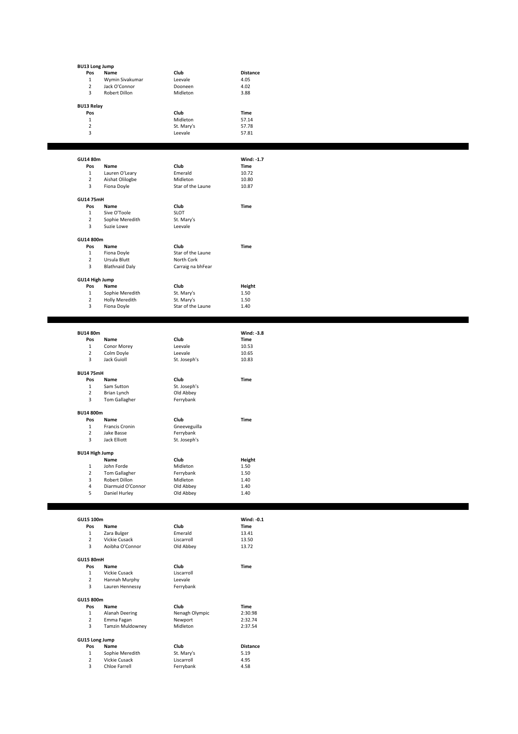### BU13 Long Jump

| Pos | Name | Club | Distance |
| --- | --- | --- | --- |
| 1 | Wymin Sivakumar | Leevale | 4.05 |
| 2 | Jack O'Connor | Dooneen | 4.02 |
| 3 | Robert Dillon | Midleton | 3.88 |

### BU13 Relay

| Pos | | Club | Time |
| --- | --- | --- | --- |
| 1 | | Midleton | 57.14 |
| 2 | | St. Mary's | 57.78 |
| 3 | | Leevale | 57.81 |

---

### GU14 80m

| Pos | Name | Club | Wind: -1.7<br>Time |
| --- | --- | --- | --- |
| 1 | Lauren O'Leary | Emerald | 10.72 |
| 2 | Aishat Olilogbe | Midleton | 10.80 |
| 3 | Fiona Doyle | Star of the Laune | 10.87 |

### GU14 75mH

| Pos | Name | Club | Time |
| --- | --- | --- | --- |
| 1 | Sive O'Toole | SLOT | |
| 2 | Sophie Meredith | St. Mary's | |
| 3 | Suzie Lowe | Leevale | |

### GU14 800m

| Pos | Name | Club | Time |
| --- | --- | --- | --- |
| 1 | Fiona Doyle | Star of the Laune | |
| 2 | Ursula Blutt | North Cork | |
| 3 | Blathnaid Daly | Carraig na bhFear | |

### GU14 High Jump

| Pos | Name | Club | Height |
| --- | --- | --- | --- |
| 1 | Sophie Meredith | St. Mary's | 1.50 |
| 2 | Holly Meredith | St. Mary's | 1.50 |
| 3 | Fiona Doyle | Star of the Laune | 1.40 |

---

### BU14 80m

| Pos | Name | Club | Wind: -3.8<br>Time |
| --- | --- | --- | --- |
| 1 | Conor Morey | Leevale | 10.53 |
| 2 | Colm Doyle | Leevale | 10.65 |
| 3 | Jack Guioll | St. Joseph's | 10.83 |

### BU14 75mH

| Pos | Name | Club | Time |
| --- | --- | --- | --- |
| 1 | Sam Sutton | St. Joseph's | |
| 2 | Brian Lynch | Old Abbey | |
| 3 | Tom Gallagher | Ferrybank | |

### BU14 800m

| Pos | Name | Club | Time |
| --- | --- | --- | --- |
| 1 | Francis Cronin | Gneeveguilla | |
| 2 | Jake Basse | Ferrybank | |
| 3 | Jack Elliott | St. Joseph's | |

### BU14 High Jump

| | Name | Club | Height |
| --- | --- | --- | --- |
| 1 | John Forde | Midleton | 1.50 |
| 2 | Tom Gallagher | Ferrybank | 1.50 |
| 3 | Robert Dillon | Midleton | 1.40 |
| 4 | Diarmuid O'Connor | Old Abbey | 1.40 |
| 5 | Daniel Hurley | Old Abbey | 1.40 |

---

### GU15 100m

| Pos | Name | Club | Wind: -0.1<br>Time |
| --- | --- | --- | --- |
| 1 | Zara Bulger | Emerald | 13.41 |
| 2 | Vickie Cusack | Liscarroll | 13.50 |
| 3 | Aoibha O'Connor | Old Abbey | 13.72 |

### GU15 80mH

| Pos | Name | Club | Time |
| --- | --- | --- | --- |
| 1 | Vickie Cusack | Liscarroll | |
| 2 | Hannah Murphy | Leevale | |
| 3 | Lauren Hennessy | Ferrybank | |

### GU15 800m

| Pos | Name | Club | Time |
| --- | --- | --- | --- |
| 1 | Alanah Deering | Nenagh Olympic | 2:30.98 |
| 2 | Emma Fagan | Newport | 2:32.74 |
| 3 | Tamzin Muldowney | Midleton | 2:37.54 |

### GU15 Long Jump

| Pos | Name | Club | Distance |
| --- | --- | --- | --- |
| 1 | Sophie Meredith | St. Mary's | 5.19 |
| 2 | Vickie Cusack | Liscarroll | 4.95 |
| 3 | Chloe Farrell | Ferrybank | 4.58 |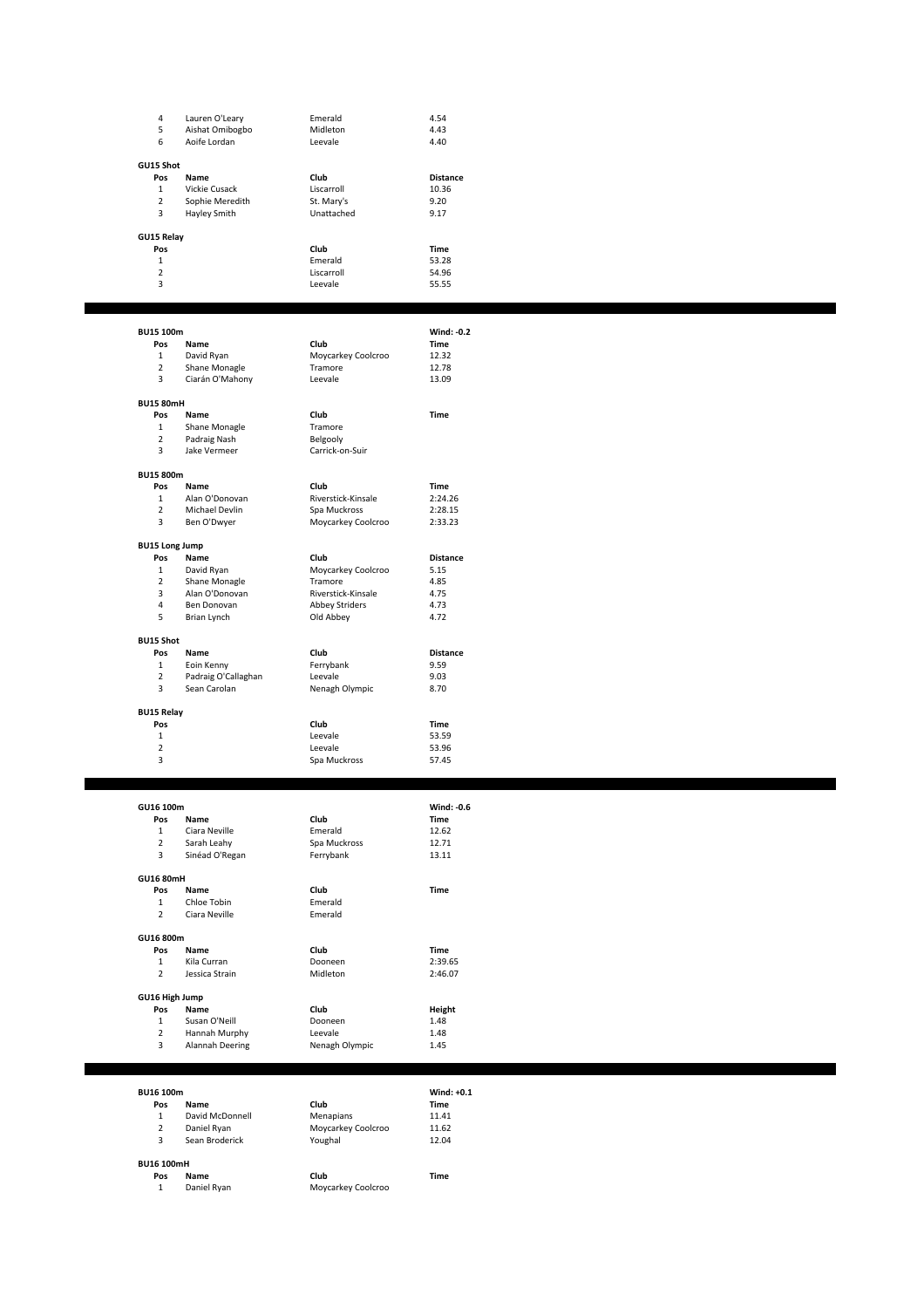| Pos | Name | Club | Distance |
|---|---|---|---|
| 4 | Lauren O'Leary | Emerald | 4.54 |
| 5 | Aishat Omibogbo | Midleton | 4.43 |
| 6 | Aoife Lordan | Leevale | 4.40 |

**GU15 Shot**

| Pos | Name | Club | Distance |
|---|---|---|---|
| 1 | Vickie Cusack | Liscarroll | 10.36 |
| 2 | Sophie Meredith | St. Mary's | 9.20 |
| 3 | Hayley Smith | Unattached | 9.17 |

**GU15 Relay**

| Pos | Club | Time |
|---|---|---|
| 1 | Emerald | 53.28 |
| 2 | Liscarroll | 54.96 |
| 3 | Leevale | 55.55 |

---

**BU15 100m** — Wind: -0.2

| Pos | Name | Club | Time |
|---|---|---|---|
| 1 | David Ryan | Moycarkey Coolcroo | 12.32 |
| 2 | Shane Monagle | Tramore | 12.78 |
| 3 | Ciarán O'Mahony | Leevale | 13.09 |

**BU15 80mH**

| Pos | Name | Club | Time |
|---|---|---|---|
| 1 | Shane Monagle | Tramore | |
| 2 | Padraig Nash | Belgooly | |
| 3 | Jake Vermeer | Carrick-on-Suir | |

**BU15 800m**

| Pos | Name | Club | Time |
|---|---|---|---|
| 1 | Alan O'Donovan | Riverstick-Kinsale | 2:24.26 |
| 2 | Michael Devlin | Spa Muckross | 2:28.15 |
| 3 | Ben O'Dwyer | Moycarkey Coolcroo | 2:33.23 |

**BU15 Long Jump**

| Pos | Name | Club | Distance |
|---|---|---|---|
| 1 | David Ryan | Moycarkey Coolcroo | 5.15 |
| 2 | Shane Monagle | Tramore | 4.85 |
| 3 | Alan O'Donovan | Riverstick-Kinsale | 4.75 |
| 4 | Ben Donovan | Abbey Striders | 4.73 |
| 5 | Brian Lynch | Old Abbey | 4.72 |

**BU15 Shot**

| Pos | Name | Club | Distance |
|---|---|---|---|
| 1 | Eoin Kenny | Ferrybank | 9.59 |
| 2 | Padraig O'Callaghan | Leevale | 9.03 |
| 3 | Sean Carolan | Nenagh Olympic | 8.70 |

**BU15 Relay**

| Pos | Club | Time |
|---|---|---|
| 1 | Leevale | 53.59 |
| 2 | Leevale | 53.96 |
| 3 | Spa Muckross | 57.45 |

---

**GU16 100m** — Wind: -0.6

| Pos | Name | Club | Time |
|---|---|---|---|
| 1 | Ciara Neville | Emerald | 12.62 |
| 2 | Sarah Leahy | Spa Muckross | 12.71 |
| 3 | Sinéad O'Regan | Ferrybank | 13.11 |

**GU16 80mH**

| Pos | Name | Club | Time |
|---|---|---|---|
| 1 | Chloe Tobin | Emerald | |
| 2 | Ciara Neville | Emerald | |

**GU16 800m**

| Pos | Name | Club | Time |
|---|---|---|---|
| 1 | Kila Curran | Dooneen | 2:39.65 |
| 2 | Jessica Strain | Midleton | 2:46.07 |

**GU16 High Jump**

| Pos | Name | Club | Height |
|---|---|---|---|
| 1 | Susan O'Neill | Dooneen | 1.48 |
| 2 | Hannah Murphy | Leevale | 1.48 |
| 3 | Alannah Deering | Nenagh Olympic | 1.45 |

---

**BU16 100m** — Wind: +0.1

| Pos | Name | Club | Time |
|---|---|---|---|
| 1 | David McDonnell | Menapians | 11.41 |
| 2 | Daniel Ryan | Moycarkey Coolcroo | 11.62 |
| 3 | Sean Broderick | Youghal | 12.04 |

**BU16 100mH**

| Pos | Name | Club | Time |
|---|---|---|---|
| 1 | Daniel Ryan | Moycarkey Coolcroo | |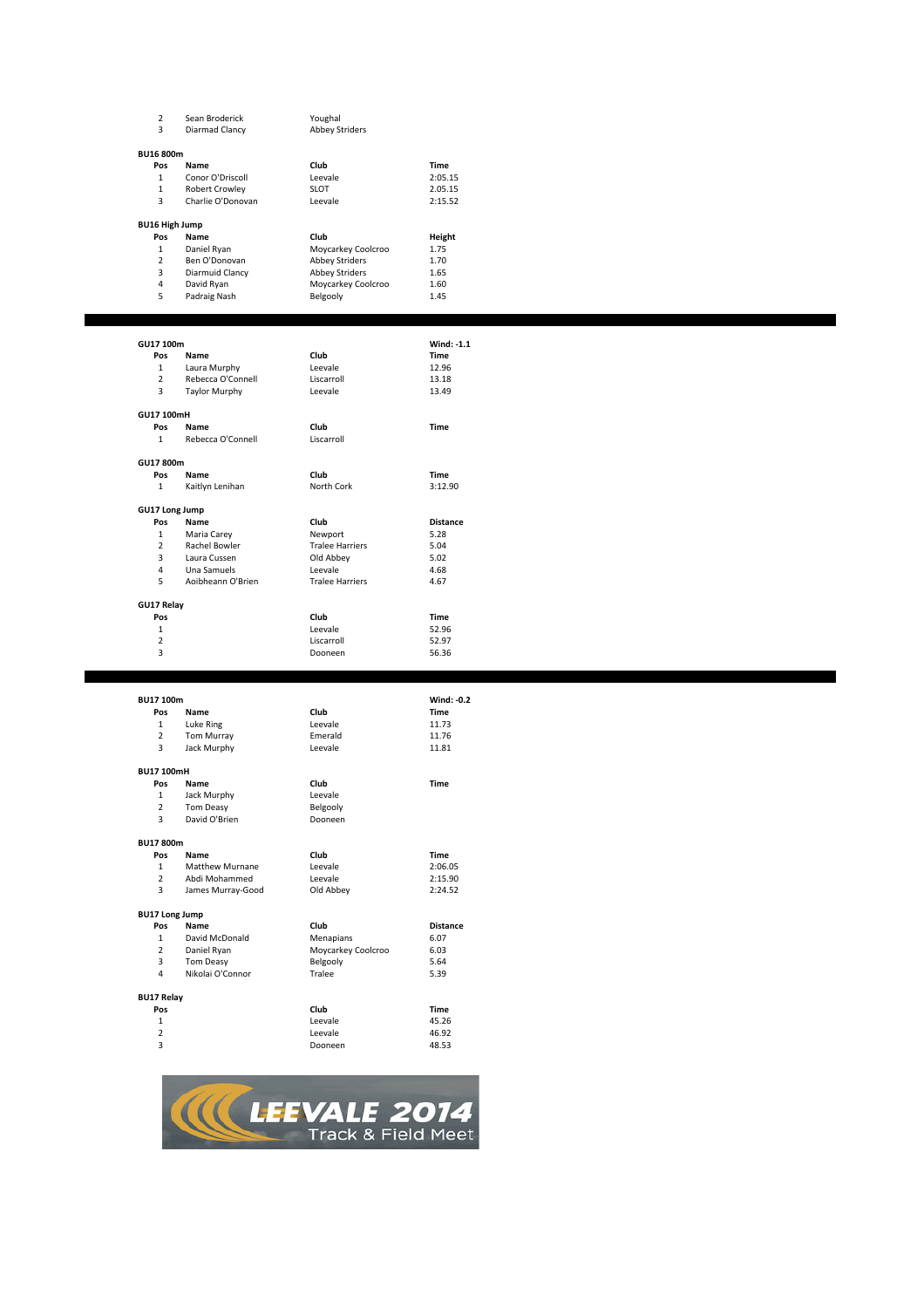| | | | |
|---|---|---|---|
| 2 | Sean Broderick | Youghal | |
| 3 | Diarmad Clancy | Abbey Striders | |

**BU16 800m**

| Pos | Name | Club | Time |
|---|---|---|---|
| 1 | Conor O'Driscoll | Leevale | 2:05.15 |
| 1 | Robert Crowley | SLOT | 2.05.15 |
| 3 | Charlie O'Donovan | Leevale | 2:15.52 |

**BU16 High Jump**

| Pos | Name | Club | Height |
|---|---|---|---|
| 1 | Daniel Ryan | Moycarkey Coolcroo | 1.75 |
| 2 | Ben O'Donovan | Abbey Striders | 1.70 |
| 3 | Diarmuid Clancy | Abbey Striders | 1.65 |
| 4 | David Ryan | Moycarkey Coolcroo | 1.60 |
| 5 | Padraig Nash | Belgooly | 1.45 |

**GU17 100m** — **Wind: -1.1**

| Pos | Name | Club | Time |
|---|---|---|---|
| 1 | Laura Murphy | Leevale | 12.96 |
| 2 | Rebecca O'Connell | Liscarroll | 13.18 |
| 3 | Taylor Murphy | Leevale | 13.49 |

**GU17 100mH**

| Pos | Name | Club | Time |
|---|---|---|---|
| 1 | Rebecca O'Connell | Liscarroll | |

**GU17 800m**

| Pos | Name | Club | Time |
|---|---|---|---|
| 1 | Kaitlyn Lenihan | North Cork | 3:12.90 |

**GU17 Long Jump**

| Pos | Name | Club | Distance |
|---|---|---|---|
| 1 | Maria Carey | Newport | 5.28 |
| 2 | Rachel Bowler | Tralee Harriers | 5.04 |
| 3 | Laura Cussen | Old Abbey | 5.02 |
| 4 | Una Samuels | Leevale | 4.68 |
| 5 | Aoibheann O'Brien | Tralee Harriers | 4.67 |

**GU17 Relay**

| Pos | Club | Time |
|---|---|---|
| 1 | Leevale | 52.96 |
| 2 | Liscarroll | 52.97 |
| 3 | Dooneen | 56.36 |

**BU17 100m** — **Wind: -0.2**

| Pos | Name | Club | Time |
|---|---|---|---|
| 1 | Luke Ring | Leevale | 11.73 |
| 2 | Tom Murray | Emerald | 11.76 |
| 3 | Jack Murphy | Leevale | 11.81 |

**BU17 100mH**

| Pos | Name | Club | Time |
|---|---|---|---|
| 1 | Jack Murphy | Leevale | |
| 2 | Tom Deasy | Belgooly | |
| 3 | David O'Brien | Dooneen | |

**BU17 800m**

| Pos | Name | Club | Time |
|---|---|---|---|
| 1 | Matthew Murnane | Leevale | 2:06.05 |
| 2 | Abdi Mohammed | Leevale | 2:15.90 |
| 3 | James Murray-Good | Old Abbey | 2:24.52 |

**BU17 Long Jump**

| Pos | Name | Club | Distance |
|---|---|---|---|
| 1 | David McDonald | Menapians | 6.07 |
| 2 | Daniel Ryan | Moycarkey Coolcroo | 6.03 |
| 3 | Tom Deasy | Belgooly | 5.64 |
| 4 | Nikolai O'Connor | Tralee | 5.39 |

**BU17 Relay**

| Pos | Club | Time |
|---|---|---|
| 1 | Leevale | 45.26 |
| 2 | Leevale | 46.92 |
| 3 | Dooneen | 48.53 |

LEEVALE 2014 Track & Field Meet